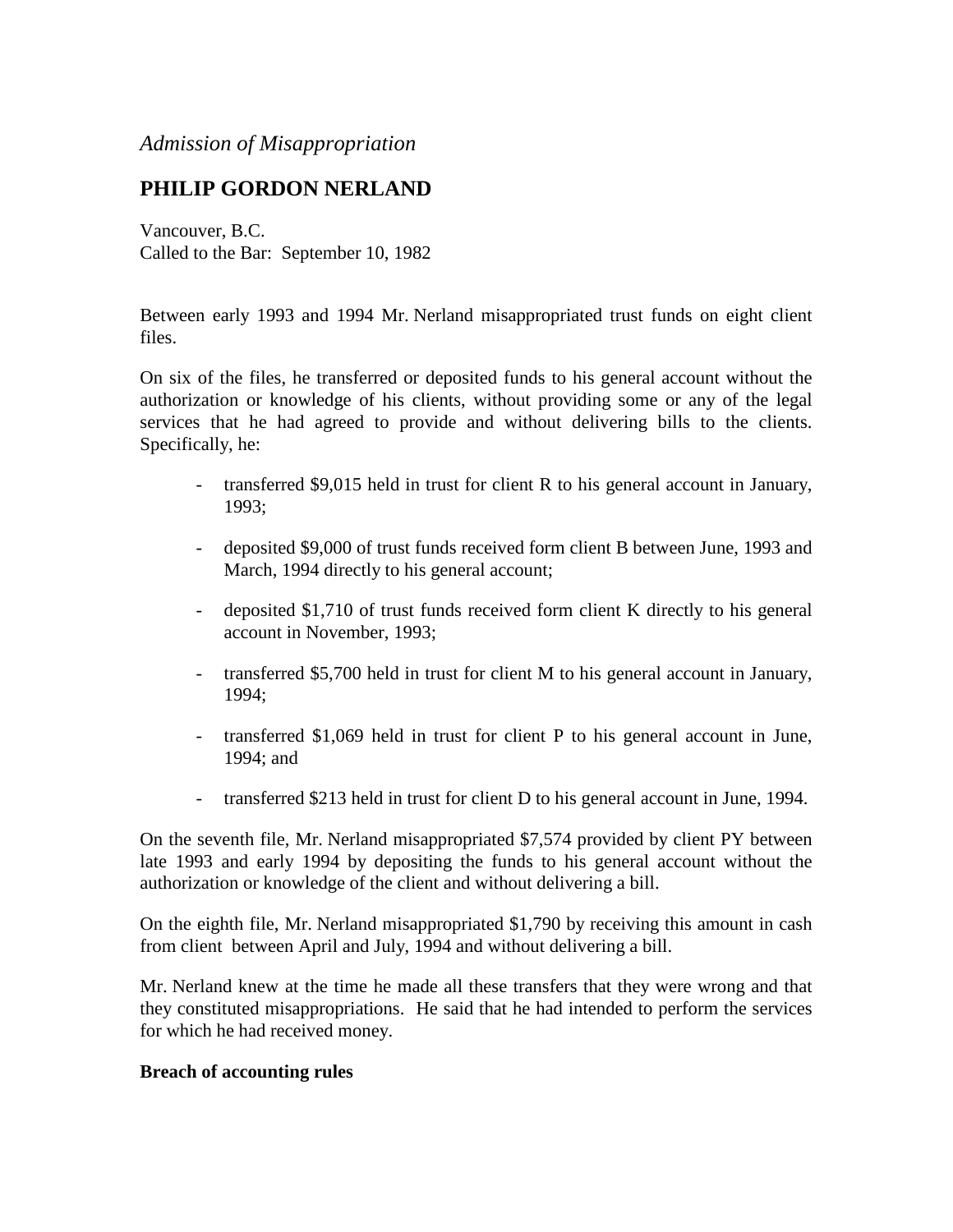*Admission of Misappropriation*

## PHILIP GORDON NERLAND

Vancouver, B.C.
Called to the Bar: September 10, 1982

Between early 1993 and 1994 Mr. Nerland misappropriated trust funds on eight client files.

On six of the files, he transferred or deposited funds to his general account without the authorization or knowledge of his clients, without providing some or any of the legal services that he had agreed to provide and without delivering bills to the clients. Specifically, he:

- transferred $9,015 held in trust for client R to his general account in January, 1993;
- deposited $9,000 of trust funds received form client B between June, 1993 and March, 1994 directly to his general account;
- deposited $1,710 of trust funds received form client K directly to his general account in November, 1993;
- transferred $5,700 held in trust for client M to his general account in January, 1994;
- transferred $1,069 held in trust for client P to his general account in June, 1994; and
- transferred $213 held in trust for client D to his general account in June, 1994.

On the seventh file, Mr. Nerland misappropriated $7,574 provided by client PY between late 1993 and early 1994 by depositing the funds to his general account without the authorization or knowledge of the client and without delivering a bill.

On the eighth file, Mr. Nerland misappropriated $1,790 by receiving this amount in cash from client between April and July, 1994 and without delivering a bill.

Mr. Nerland knew at the time he made all these transfers that they were wrong and that they constituted misappropriations. He said that he had intended to perform the services for which he had received money.

**Breach of accounting rules**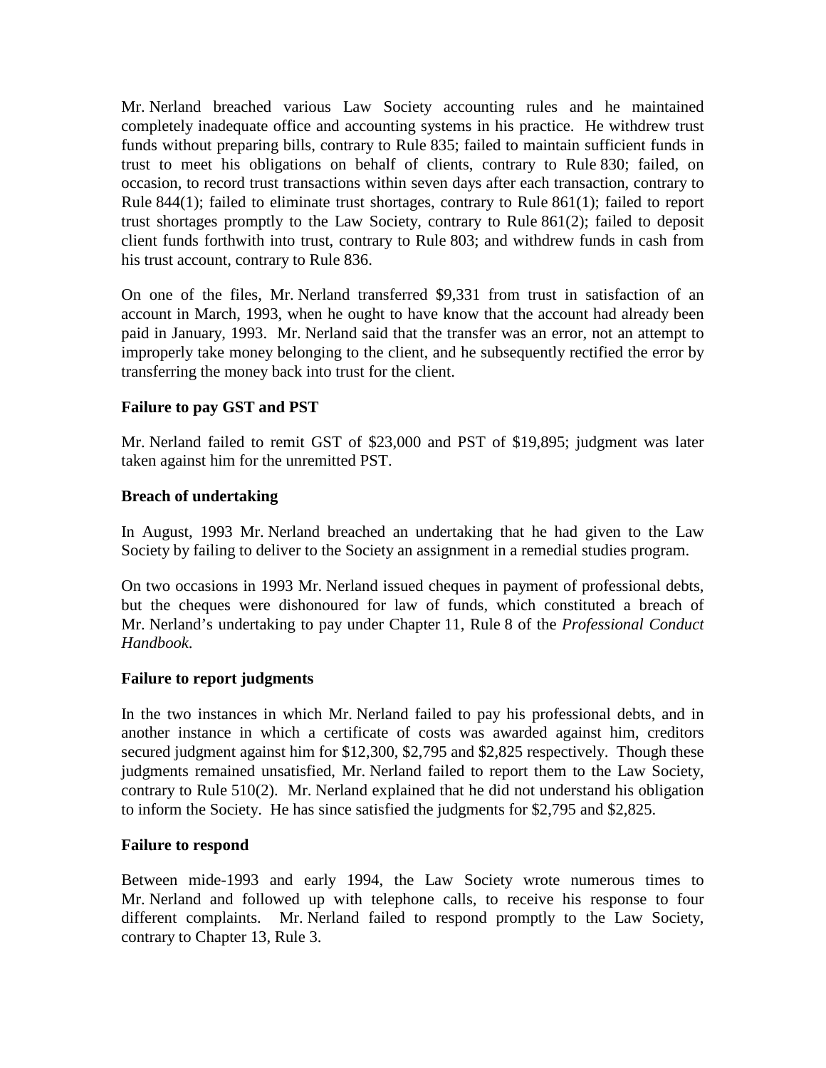Mr. Nerland breached various Law Society accounting rules and he maintained completely inadequate office and accounting systems in his practice. He withdrew trust funds without preparing bills, contrary to Rule 835; failed to maintain sufficient funds in trust to meet his obligations on behalf of clients, contrary to Rule 830; failed, on occasion, to record trust transactions within seven days after each transaction, contrary to Rule 844(1); failed to eliminate trust shortages, contrary to Rule 861(1); failed to report trust shortages promptly to the Law Society, contrary to Rule 861(2); failed to deposit client funds forthwith into trust, contrary to Rule 803; and withdrew funds in cash from his trust account, contrary to Rule 836.

On one of the files, Mr. Nerland transferred $9,331 from trust in satisfaction of an account in March, 1993, when he ought to have know that the account had already been paid in January, 1993. Mr. Nerland said that the transfer was an error, not an attempt to improperly take money belonging to the client, and he subsequently rectified the error by transferring the money back into trust for the client.

**Failure to pay GST and PST**

Mr. Nerland failed to remit GST of $23,000 and PST of $19,895; judgment was later taken against him for the unremitted PST.

**Breach of undertaking**

In August, 1993 Mr. Nerland breached an undertaking that he had given to the Law Society by failing to deliver to the Society an assignment in a remedial studies program.

On two occasions in 1993 Mr. Nerland issued cheques in payment of professional debts, but the cheques were dishonoured for law of funds, which constituted a breach of Mr. Nerland's undertaking to pay under Chapter 11, Rule 8 of the *Professional Conduct Handbook*.

**Failure to report judgments**

In the two instances in which Mr. Nerland failed to pay his professional debts, and in another instance in which a certificate of costs was awarded against him, creditors secured judgment against him for $12,300, $2,795 and $2,825 respectively. Though these judgments remained unsatisfied, Mr. Nerland failed to report them to the Law Society, contrary to Rule 510(2). Mr. Nerland explained that he did not understand his obligation to inform the Society. He has since satisfied the judgments for $2,795 and $2,825.

**Failure to respond**

Between mide-1993 and early 1994, the Law Society wrote numerous times to Mr. Nerland and followed up with telephone calls, to receive his response to four different complaints. Mr. Nerland failed to respond promptly to the Law Society, contrary to Chapter 13, Rule 3.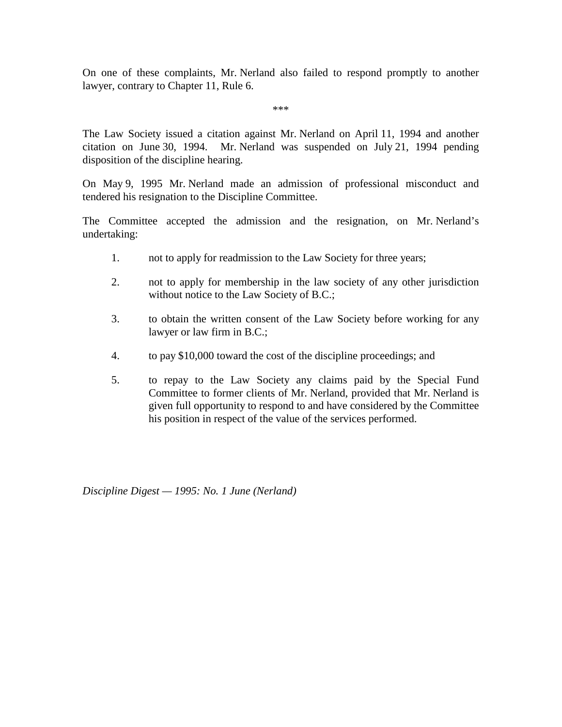On one of these complaints, Mr. Nerland also failed to respond promptly to another lawyer, contrary to Chapter 11, Rule 6.

***

The Law Society issued a citation against Mr. Nerland on April 11, 1994 and another citation on June 30, 1994. Mr. Nerland was suspended on July 21, 1994 pending disposition of the discipline hearing.

On May 9, 1995 Mr. Nerland made an admission of professional misconduct and tendered his resignation to the Discipline Committee.

The Committee accepted the admission and the resignation, on Mr. Nerland's undertaking:

1. not to apply for readmission to the Law Society for three years;
2. not to apply for membership in the law society of any other jurisdiction without notice to the Law Society of B.C.;
3. to obtain the written consent of the Law Society before working for any lawyer or law firm in B.C.;
4. to pay $10,000 toward the cost of the discipline proceedings; and
5. to repay to the Law Society any claims paid by the Special Fund Committee to former clients of Mr. Nerland, provided that Mr. Nerland is given full opportunity to respond to and have considered by the Committee his position in respect of the value of the services performed.

*Discipline Digest — 1995: No. 1 June (Nerland)*